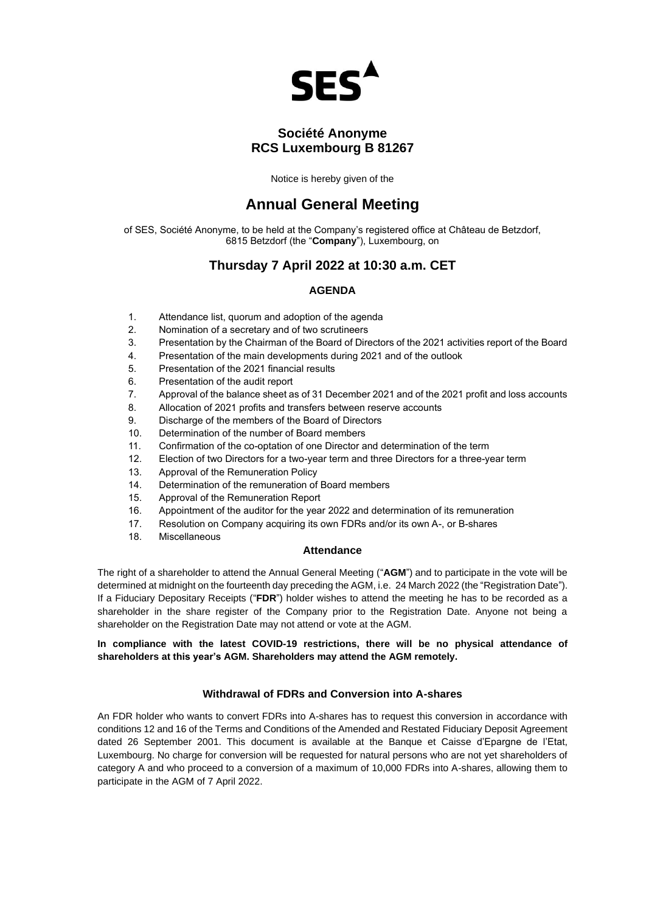SES

## Société Anonyme
## RCS Luxembourg B 81267

Notice is hereby given of the

# Annual General Meeting

of SES, Société Anonyme, to be held at the Company's registered office at Château de Betzdorf, 6815 Betzdorf (the "**Company**"), Luxembourg, on

## Thursday 7 April 2022 at 10:30 a.m. CET

### AGENDA

1. Attendance list, quorum and adoption of the agenda
2. Nomination of a secretary and of two scrutineers
3. Presentation by the Chairman of the Board of Directors of the 2021 activities report of the Board
4. Presentation of the main developments during 2021 and of the outlook
5. Presentation of the 2021 financial results
6. Presentation of the audit report
7. Approval of the balance sheet as of 31 December 2021 and of the 2021 profit and loss accounts
8. Allocation of 2021 profits and transfers between reserve accounts
9. Discharge of the members of the Board of Directors
10. Determination of the number of Board members
11. Confirmation of the co-optation of one Director and determination of the term
12. Election of two Directors for a two-year term and three Directors for a three-year term
13. Approval of the Remuneration Policy
14. Determination of the remuneration of Board members
15. Approval of the Remuneration Report
16. Appointment of the auditor for the year 2022 and determination of its remuneration
17. Resolution on Company acquiring its own FDRs and/or its own A-, or B-shares
18. Miscellaneous

### Attendance

The right of a shareholder to attend the Annual General Meeting ("**AGM**") and to participate in the vote will be determined at midnight on the fourteenth day preceding the AGM, i.e. 24 March 2022 (the "Registration Date"). If a Fiduciary Depositary Receipts ("**FDR**") holder wishes to attend the meeting he has to be recorded as a shareholder in the share register of the Company prior to the Registration Date. Anyone not being a shareholder on the Registration Date may not attend or vote at the AGM.

**In compliance with the latest COVID-19 restrictions, there will be no physical attendance of shareholders at this year's AGM. Shareholders may attend the AGM remotely.**

### Withdrawal of FDRs and Conversion into A-shares

An FDR holder who wants to convert FDRs into A-shares has to request this conversion in accordance with conditions 12 and 16 of the Terms and Conditions of the Amended and Restated Fiduciary Deposit Agreement dated 26 September 2001. This document is available at the Banque et Caisse d'Epargne de l'Etat, Luxembourg. No charge for conversion will be requested for natural persons who are not yet shareholders of category A and who proceed to a conversion of a maximum of 10,000 FDRs into A-shares, allowing them to participate in the AGM of 7 April 2022.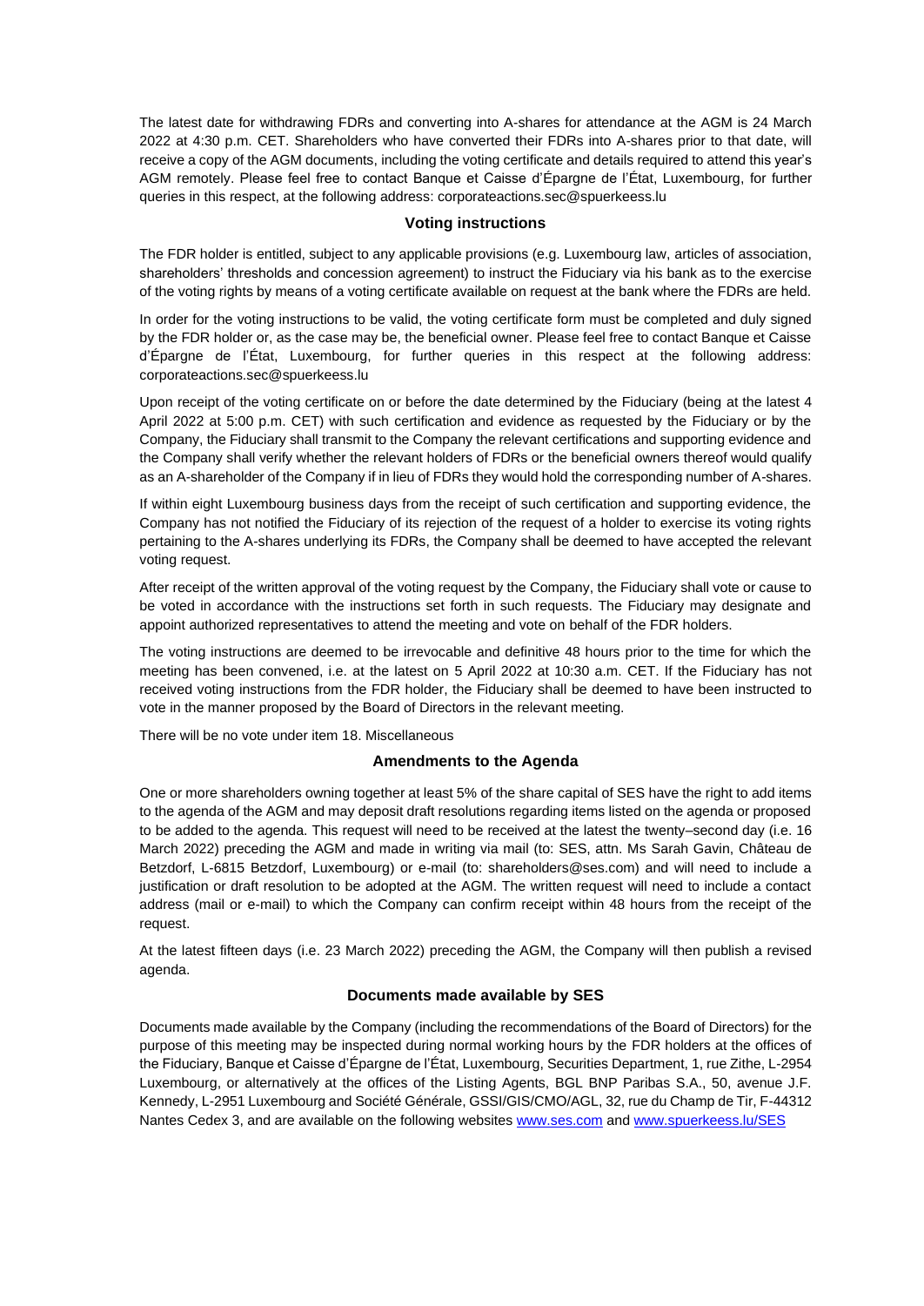The latest date for withdrawing FDRs and converting into A-shares for attendance at the AGM is 24 March 2022 at 4:30 p.m. CET. Shareholders who have converted their FDRs into A-shares prior to that date, will receive a copy of the AGM documents, including the voting certificate and details required to attend this year's AGM remotely. Please feel free to contact Banque et Caisse d'Épargne de l'État, Luxembourg, for further queries in this respect, at the following address: corporateactions.sec@spuerkeess.lu

## Voting instructions

The FDR holder is entitled, subject to any applicable provisions (e.g. Luxembourg law, articles of association, shareholders' thresholds and concession agreement) to instruct the Fiduciary via his bank as to the exercise of the voting rights by means of a voting certificate available on request at the bank where the FDRs are held.

In order for the voting instructions to be valid, the voting certificate form must be completed and duly signed by the FDR holder or, as the case may be, the beneficial owner. Please feel free to contact Banque et Caisse d'Épargne de l'État, Luxembourg, for further queries in this respect at the following address: corporateactions.sec@spuerkeess.lu

Upon receipt of the voting certificate on or before the date determined by the Fiduciary (being at the latest 4 April 2022 at 5:00 p.m. CET) with such certification and evidence as requested by the Fiduciary or by the Company, the Fiduciary shall transmit to the Company the relevant certifications and supporting evidence and the Company shall verify whether the relevant holders of FDRs or the beneficial owners thereof would qualify as an A-shareholder of the Company if in lieu of FDRs they would hold the corresponding number of A-shares.

If within eight Luxembourg business days from the receipt of such certification and supporting evidence, the Company has not notified the Fiduciary of its rejection of the request of a holder to exercise its voting rights pertaining to the A-shares underlying its FDRs, the Company shall be deemed to have accepted the relevant voting request.

After receipt of the written approval of the voting request by the Company, the Fiduciary shall vote or cause to be voted in accordance with the instructions set forth in such requests. The Fiduciary may designate and appoint authorized representatives to attend the meeting and vote on behalf of the FDR holders.

The voting instructions are deemed to be irrevocable and definitive 48 hours prior to the time for which the meeting has been convened, i.e. at the latest on 5 April 2022 at 10:30 a.m. CET. If the Fiduciary has not received voting instructions from the FDR holder, the Fiduciary shall be deemed to have been instructed to vote in the manner proposed by the Board of Directors in the relevant meeting.

There will be no vote under item 18. Miscellaneous

## Amendments to the Agenda

One or more shareholders owning together at least 5% of the share capital of SES have the right to add items to the agenda of the AGM and may deposit draft resolutions regarding items listed on the agenda or proposed to be added to the agenda. This request will need to be received at the latest the twenty–second day (i.e. 16 March 2022) preceding the AGM and made in writing via mail (to: SES, attn. Ms Sarah Gavin, Château de Betzdorf, L-6815 Betzdorf, Luxembourg) or e-mail (to: shareholders@ses.com) and will need to include a justification or draft resolution to be adopted at the AGM. The written request will need to include a contact address (mail or e-mail) to which the Company can confirm receipt within 48 hours from the receipt of the request.

At the latest fifteen days (i.e. 23 March 2022) preceding the AGM, the Company will then publish a revised agenda.

## Documents made available by SES

Documents made available by the Company (including the recommendations of the Board of Directors) for the purpose of this meeting may be inspected during normal working hours by the FDR holders at the offices of the Fiduciary, Banque et Caisse d'Épargne de l'État, Luxembourg, Securities Department, 1, rue Zithe, L-2954 Luxembourg, or alternatively at the offices of the Listing Agents, BGL BNP Paribas S.A., 50, avenue J.F. Kennedy, L-2951 Luxembourg and Société Générale, GSSI/GIS/CMO/AGL, 32, rue du Champ de Tir, F-44312 Nantes Cedex 3, and are available on the following websites www.ses.com and www.spuerkeess.lu/SES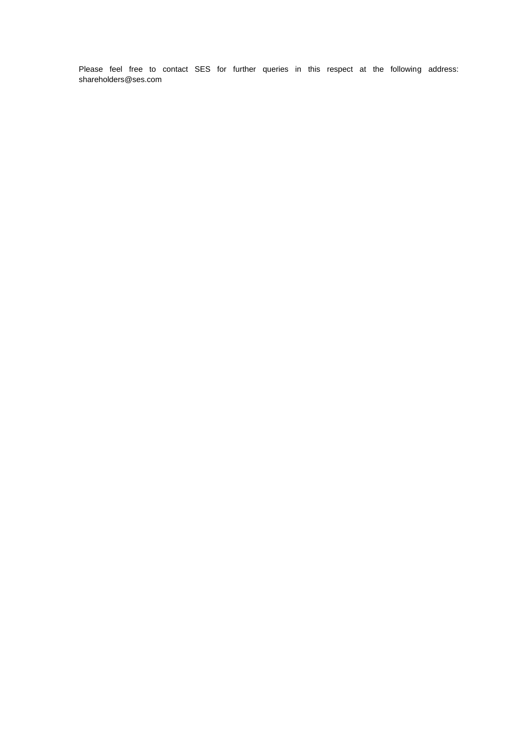Please feel free to contact SES for further queries in this respect at the following address: shareholders@ses.com